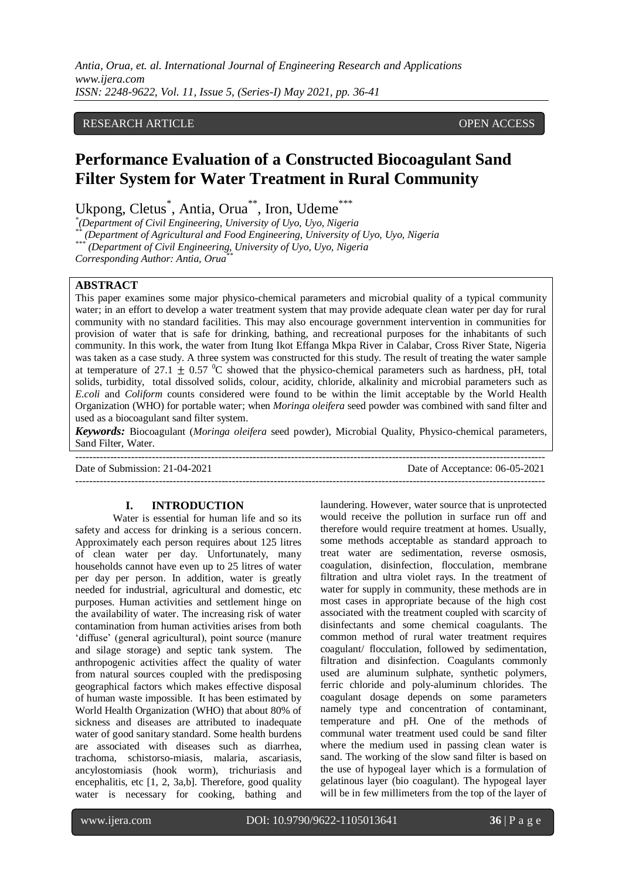RESEARCH ARTICLE OPEN ACCESS

# Performance Evaluation of a Constructed Biocoagulant Sand Filter System for Water Treatment in Rural Community

Ukpong, Cletus[*], Antia, Orua[**], Iron, Udeme[***]

[*](Department of Civil Engineering, University of Uyo, Uyo, Nigeria

[**] (Department of Agricultural and Food Engineering, University of Uyo, Uyo, Nigeria

[***] (Department of Civil Engineering, University of Uyo, Uyo, Nigeria

Corresponding Author: Antia, Orua[**]

## ABSTRACT

This paper examines some major physico-chemical parameters and microbial quality of a typical community water; in an effort to develop a water treatment system that may provide adequate clean water per day for rural community with no standard facilities. This may also encourage government intervention in communities for provision of water that is safe for drinking, bathing, and recreational purposes for the inhabitants of such community. In this work, the water from Itung Ikot Effanga Mkpa River in Calabar, Cross River State, Nigeria was taken as a case study. A three system was constructed for this study. The result of treating the water sample at temperature of $27.1 \pm 0.57\ ^0C$ showed that the physico-chemical parameters such as hardness, pH, total solids, turbidity, total dissolved solids, colour, acidity, chloride, alkalinity and microbial parameters such as *E.coli* and *Coliform* counts considered were found to be within the limit acceptable by the World Health Organization (WHO) for portable water; when *Moringa oleifera* seed powder was combined with sand filter and used as a biocoagulant sand filter system.

***Keywords:*** Biocoagulant (*Moringa oleifera* seed powder), Microbial Quality, Physico-chemical parameters, Sand Filter, Water.

---

Date of Submission: 21-04-2021 Date of Acceptance: 06-05-2021

---

## I. INTRODUCTION

Water is essential for human life and so its safety and access for drinking is a serious concern. Approximately each person requires about 125 litres of clean water per day. Unfortunately, many households cannot have even up to 25 litres of water per day per person. In addition, water is greatly needed for industrial, agricultural and domestic, etc purposes. Human activities and settlement hinge on the availability of water. The increasing risk of water contamination from human activities arises from both 'diffuse' (general agricultural), point source (manure and silage storage) and septic tank system. The anthropogenic activities affect the quality of water from natural sources coupled with the predisposing geographical factors which makes effective disposal of human waste impossible. It has been estimated by World Health Organization (WHO) that about 80% of sickness and diseases are attributed to inadequate water of good sanitary standard. Some health burdens are associated with diseases such as diarrhea, trachoma, schistorso-miasis, malaria, ascariasis, ancylostomiasis (hook worm), trichuriasis and encephalitis, etc [1, 2, 3a,b]. Therefore, good quality water is necessary for cooking, bathing and laundering. However, water source that is unprotected would receive the pollution in surface run off and therefore would require treatment at homes. Usually, some methods acceptable as standard approach to treat water are sedimentation, reverse osmosis, coagulation, disinfection, flocculation, membrane filtration and ultra violet rays. In the treatment of water for supply in community, these methods are in most cases in appropriate because of the high cost associated with the treatment coupled with scarcity of disinfectants and some chemical coagulants. The common method of rural water treatment requires coagulant/ flocculation, followed by sedimentation, filtration and disinfection. Coagulants commonly used are aluminum sulphate, synthetic polymers, ferric chloride and poly-aluminum chlorides. The coagulant dosage depends on some parameters namely type and concentration of contaminant, temperature and pH. One of the methods of communal water treatment used could be sand filter where the medium used in passing clean water is sand. The working of the slow sand filter is based on the use of hypogeal layer which is a formulation of gelatinous layer (bio coagulant). The hypogeal layer will be in few millimeters from the top of the layer of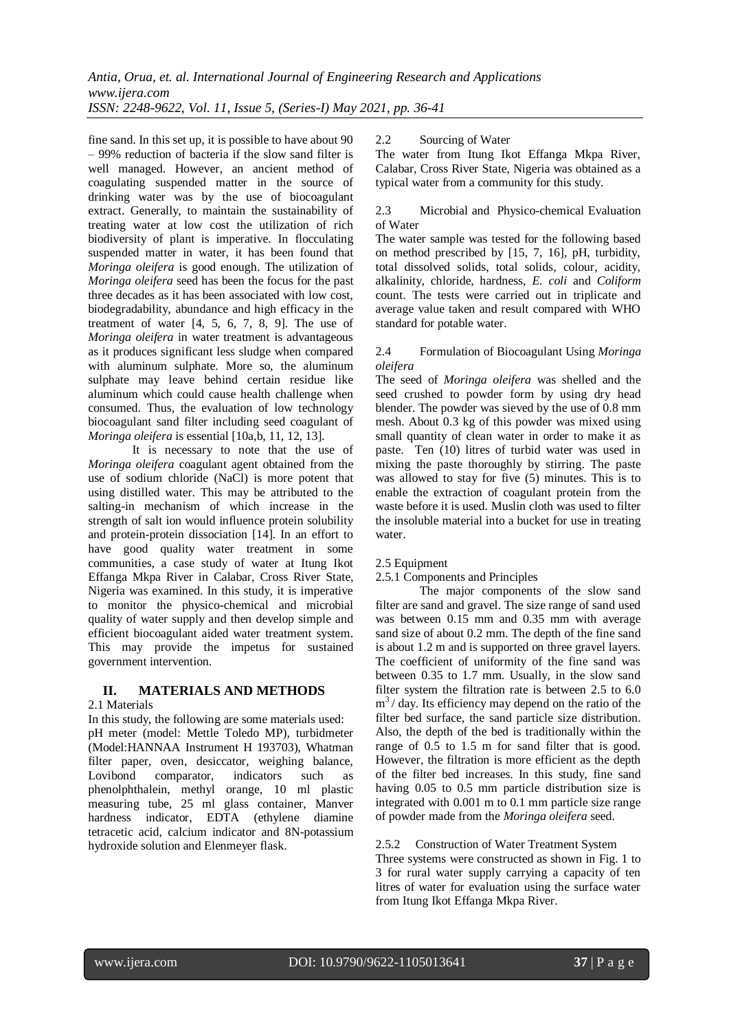fine sand. In this set up, it is possible to have about 90 – 99% reduction of bacteria if the slow sand filter is well managed. However, an ancient method of coagulating suspended matter in the source of drinking water was by the use of biocoagulant extract. Generally, to maintain the sustainability of treating water at low cost the utilization of rich biodiversity of plant is imperative. In flocculating suspended matter in water, it has been found that *Moringa oleifera* is good enough. The utilization of *Moringa oleifera* seed has been the focus for the past three decades as it has been associated with low cost, biodegradability, abundance and high efficacy in the treatment of water [4, 5, 6, 7, 8, 9]. The use of *Moringa oleifera* in water treatment is advantageous as it produces significant less sludge when compared with aluminum sulphate. More so, the aluminum sulphate may leave behind certain residue like aluminum which could cause health challenge when consumed. Thus, the evaluation of low technology biocoagulant sand filter including seed coagulant of *Moringa oleifera* is essential [10a,b, 11, 12, 13].

It is necessary to note that the use of *Moringa oleifera* coagulant agent obtained from the use of sodium chloride (NaCl) is more potent that using distilled water. This may be attributed to the salting-in mechanism of which increase in the strength of salt ion would influence protein solubility and protein-protein dissociation [14]. In an effort to have good quality water treatment in some communities, a case study of water at Itung Ikot Effanga Mkpa River in Calabar, Cross River State, Nigeria was examined. In this study, it is imperative to monitor the physico-chemical and microbial quality of water supply and then develop simple and efficient biocoagulant aided water treatment system. This may provide the impetus for sustained government intervention.

## II. MATERIALS AND METHODS

### 2.1 Materials

In this study, the following are some materials used: pH meter (model: Mettle Toledo MP), turbidmeter (Model:HANNAA Instrument H 193703), Whatman filter paper, oven, desiccator, weighing balance, Lovibond comparator, indicators such as phenolphthalein, methyl orange, 10 ml plastic measuring tube, 25 ml glass container, Manver hardness indicator, EDTA (ethylene diamine tetracetic acid, calcium indicator and 8N-potassium hydroxide solution and Elenmeyer flask.

### 2.2 Sourcing of Water

The water from Itung Ikot Effanga Mkpa River, Calabar, Cross River State, Nigeria was obtained as a typical water from a community for this study.

### 2.3 Microbial and Physico-chemical Evaluation of Water

The water sample was tested for the following based on method prescribed by [15, 7, 16], pH, turbidity, total dissolved solids, total solids, colour, acidity, alkalinity, chloride, hardness, *E. coli* and *Coliform* count. The tests were carried out in triplicate and average value taken and result compared with WHO standard for potable water.

### 2.4 Formulation of Biocoagulant Using *Moringa oleifera*

The seed of *Moringa oleifera* was shelled and the seed crushed to powder form by using dry head blender. The powder was sieved by the use of 0.8 mm mesh. About 0.3 kg of this powder was mixed using small quantity of clean water in order to make it as paste. Ten (10) litres of turbid water was used in mixing the paste thoroughly by stirring. The paste was allowed to stay for five (5) minutes. This is to enable the extraction of coagulant protein from the waste before it is used. Muslin cloth was used to filter the insoluble material into a bucket for use in treating water.

### 2.5 Equipment

#### 2.5.1 Components and Principles

The major components of the slow sand filter are sand and gravel. The size range of sand used was between 0.15 mm and 0.35 mm with average sand size of about 0.2 mm. The depth of the fine sand is about 1.2 m and is supported on three gravel layers. The coefficient of uniformity of the fine sand was between 0.35 to 1.7 mm. Usually, in the slow sand filter system the filtration rate is between 2.5 to 6.0 $m^3$/ day. Its efficiency may depend on the ratio of the filter bed surface, the sand particle size distribution. Also, the depth of the bed is traditionally within the range of 0.5 to 1.5 m for sand filter that is good. However, the filtration is more efficient as the depth of the filter bed increases. In this study, fine sand having 0.05 to 0.5 mm particle distribution size is integrated with 0.001 m to 0.1 mm particle size range of powder made from the *Moringa oleifera* seed.

#### 2.5.2 Construction of Water Treatment System

Three systems were constructed as shown in Fig. 1 to 3 for rural water supply carrying a capacity of ten litres of water for evaluation using the surface water from Itung Ikot Effanga Mkpa River.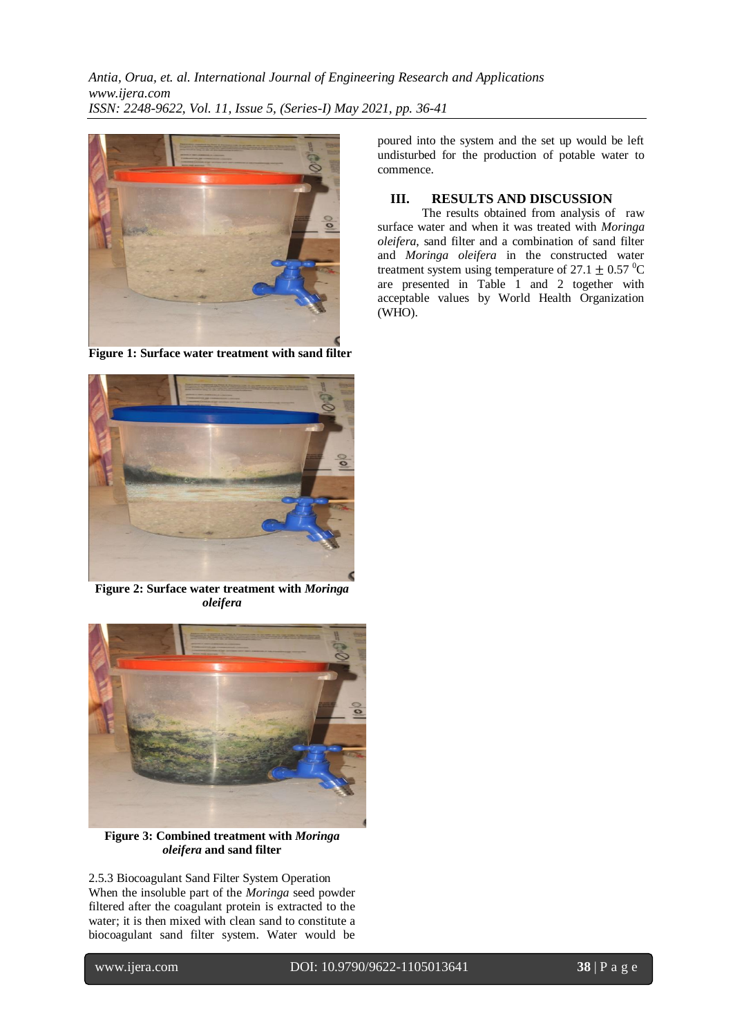**Figure 1: Surface water treatment with sand filter**

**Figure 2: Surface water treatment with *Moringa oleifera***

**Figure 3: Combined treatment with *Moringa oleifera* and sand filter**

2.5.3 Biocoagulant Sand Filter System Operation

When the insoluble part of the *Moringa* seed powder filtered after the coagulant protein is extracted to the water; it is then mixed with clean sand to constitute a biocoagulant sand filter system. Water would be poured into the system and the set up would be left undisturbed for the production of potable water to commence.

## III. RESULTS AND DISCUSSION

The results obtained from analysis of raw surface water and when it was treated with *Moringa oleifera*, sand filter and a combination of sand filter and *Moringa oleifera* in the constructed water treatment system using temperature of $27.1 \pm 0.57\ ^{0}C$ are presented in Table 1 and 2 together with acceptable values by World Health Organization (WHO).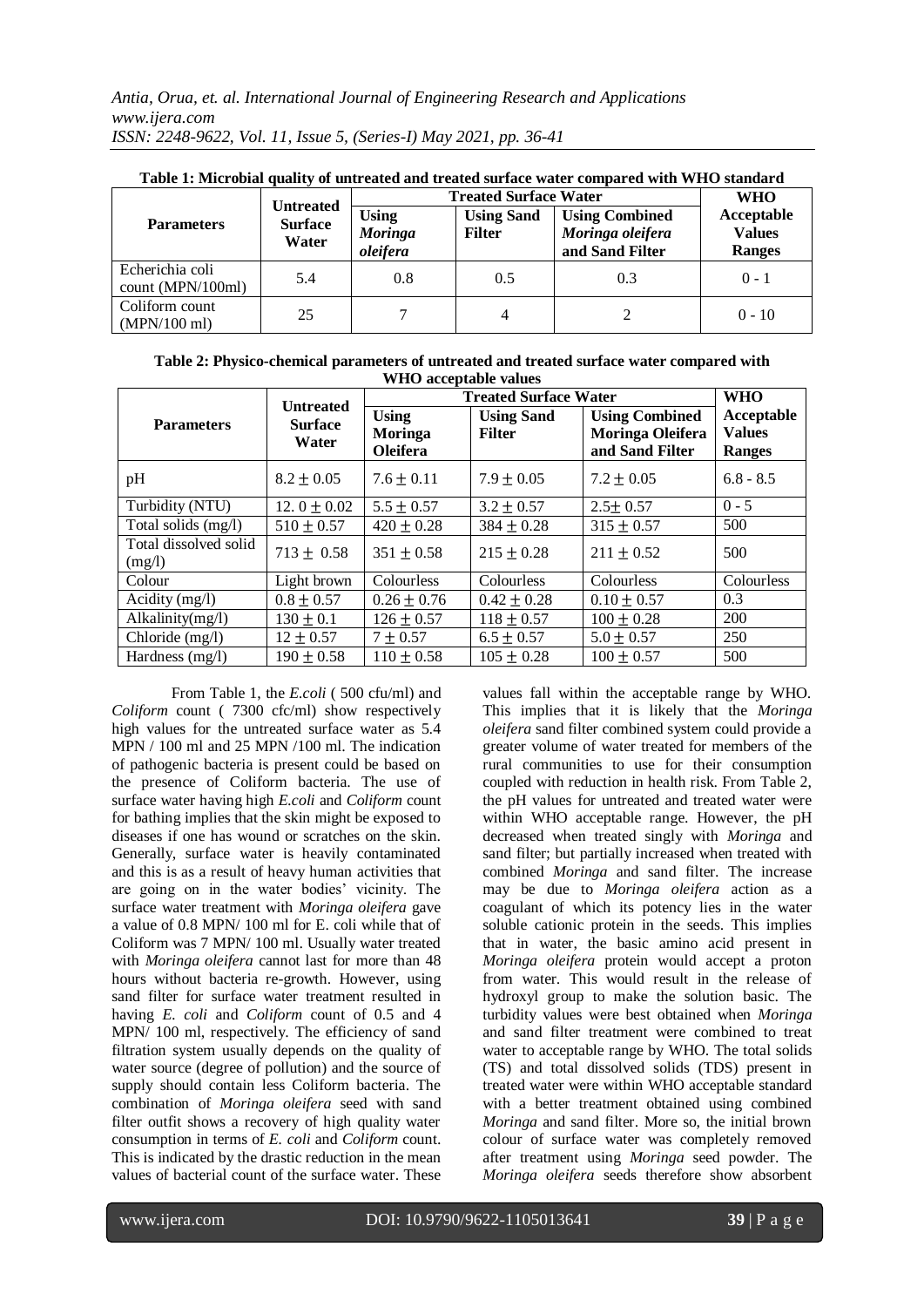**Table 1: Microbial quality of untreated and treated surface water compared with WHO standard**

| Parameters | Untreated Surface Water | Treated Surface Water | | | WHO Acceptable Values Ranges |
|---|---|---|---|---|---|
| | | Using *Moringa oleifera* | Using Sand Filter | Using Combined *Moringa oleifera* and Sand Filter | |
| Echerichia coli count (MPN/100ml) | 5.4 | 0.8 | 0.5 | 0.3 | 0 - 1 |
| Coliform count (MPN/100 ml) | 25 | 7 | 4 | 2 | 0 - 10 |

**Table 2: Physico-chemical parameters of untreated and treated surface water compared with WHO acceptable values**

| Parameters | Untreated Surface Water | Treated Surface Water | | | WHO Acceptable Values Ranges |
|---|---|---|---|---|---|
| | | Using Moringa Oleifera | Using Sand Filter | Using Combined Moringa Oleifera and Sand Filter | |
| pH | $8.2 \pm 0.05$ | $7.6 \pm 0.11$ | $7.9 \pm 0.05$ | $7.2 \pm 0.05$ | 6.8 - 8.5 |
| Turbidity (NTU) | $12.0 \pm 0.02$ | $5.5 \pm 0.57$ | $3.2 \pm 0.57$ | $2.5 \pm 0.57$ | 0 - 5 |
| Total solids (mg/l) | $510 \pm 0.57$ | $420 \pm 0.28$ | $384 \pm 0.28$ | $315 \pm 0.57$ | 500 |
| Total dissolved solid (mg/l) | $713 \pm 0.58$ | $351 \pm 0.58$ | $215 \pm 0.28$ | $211 \pm 0.52$ | 500 |
| Colour | Light brown | Colourless | Colourless | Colourless | Colourless |
| Acidity (mg/l) | $0.8 \pm 0.57$ | $0.26 \pm 0.76$ | $0.42 \pm 0.28$ | $0.10 \pm 0.57$ | 0.3 |
| Alkalinity(mg/l) | $130 \pm 0.1$ | $126 \pm 0.57$ | $118 \pm 0.57$ | $100 \pm 0.28$ | 200 |
| Chloride (mg/l) | $12 \pm 0.57$ | $7 \pm 0.57$ | $6.5 \pm 0.57$ | $5.0 \pm 0.57$ | 250 |
| Hardness (mg/l) | $190 \pm 0.58$ | $110 \pm 0.58$ | $105 \pm 0.28$ | $100 \pm 0.57$ | 500 |

From Table 1, the *E.coli* ( 500 cfu/ml) and *Coliform* count ( 7300 cfc/ml) show respectively high values for the untreated surface water as 5.4 MPN / 100 ml and 25 MPN /100 ml. The indication of pathogenic bacteria is present could be based on the presence of Coliform bacteria. The use of surface water having high *E.coli* and *Coliform* count for bathing implies that the skin might be exposed to diseases if one has wound or scratches on the skin. Generally, surface water is heavily contaminated and this is as a result of heavy human activities that are going on in the water bodies' vicinity. The surface water treatment with *Moringa oleifera* gave a value of 0.8 MPN/ 100 ml for E. coli while that of Coliform was 7 MPN/ 100 ml. Usually water treated with *Moringa oleifera* cannot last for more than 48 hours without bacteria re-growth. However, using sand filter for surface water treatment resulted in having *E. coli* and *Coliform* count of 0.5 and 4 MPN/ 100 ml, respectively. The efficiency of sand filtration system usually depends on the quality of water source (degree of pollution) and the source of supply should contain less Coliform bacteria. The combination of *Moringa oleifera* seed with sand filter outfit shows a recovery of high quality water consumption in terms of *E. coli* and *Coliform* count. This is indicated by the drastic reduction in the mean values of bacterial count of the surface water. These values fall within the acceptable range by WHO. This implies that it is likely that the *Moringa oleifera* sand filter combined system could provide a greater volume of water treated for members of the rural communities to use for their consumption coupled with reduction in health risk. From Table 2, the pH values for untreated and treated water were within WHO acceptable range. However, the pH decreased when treated singly with *Moringa* and sand filter; but partially increased when treated with combined *Moringa* and sand filter. The increase may be due to *Moringa oleifera* action as a coagulant of which its potency lies in the water soluble cationic protein in the seeds. This implies that in water, the basic amino acid present in *Moringa oleifera* protein would accept a proton from water. This would result in the release of hydroxyl group to make the solution basic. The turbidity values were best obtained when *Moringa* and sand filter treatment were combined to treat water to acceptable range by WHO. The total solids (TS) and total dissolved solids (TDS) present in treated water were within WHO acceptable standard with a better treatment obtained using combined *Moringa* and sand filter. More so, the initial brown colour of surface water was completely removed after treatment using *Moringa* seed powder. The *Moringa oleifera* seeds therefore show absorbent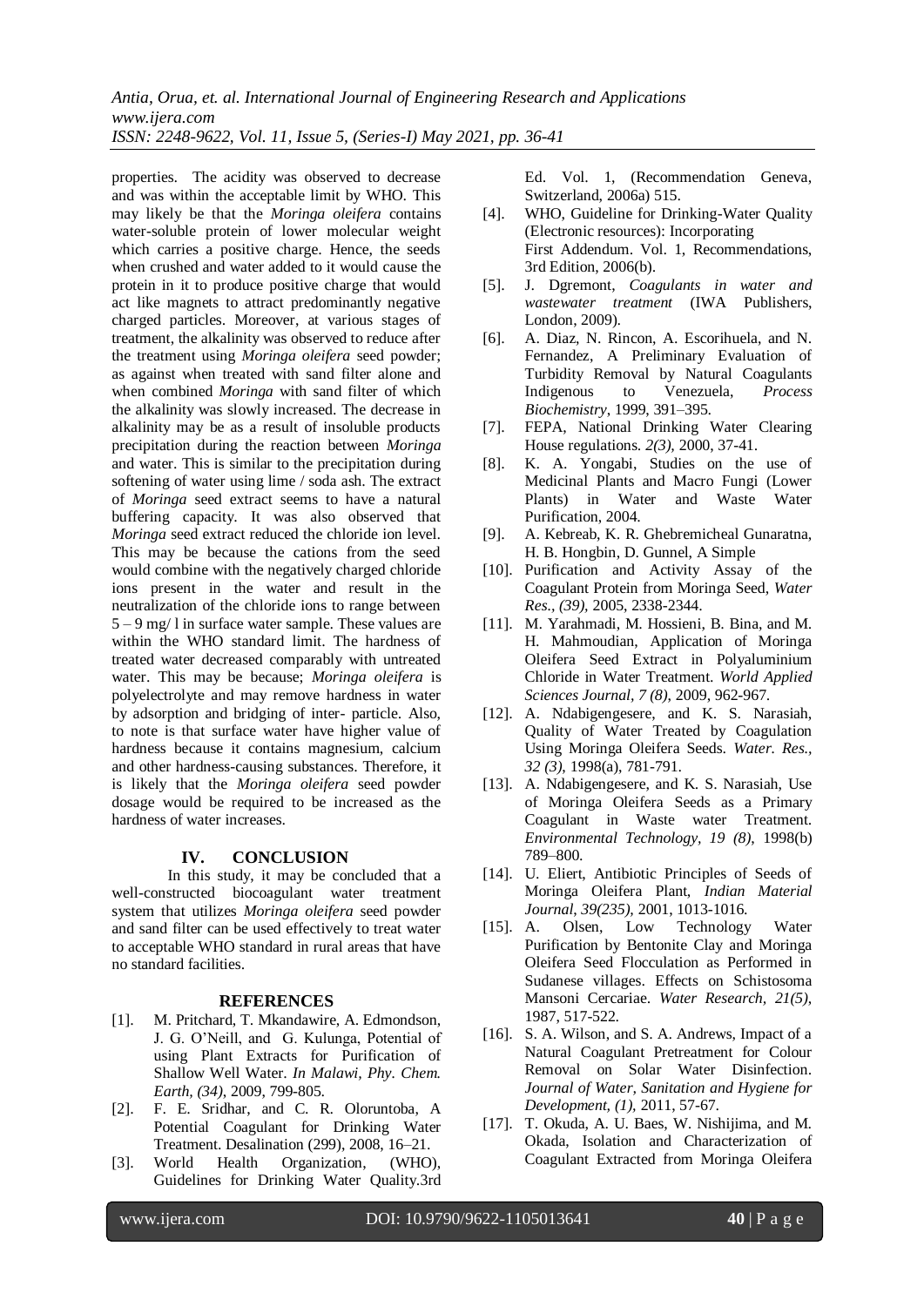properties. The acidity was observed to decrease and was within the acceptable limit by WHO. This may likely be that the *Moringa oleifera* contains water-soluble protein of lower molecular weight which carries a positive charge. Hence, the seeds when crushed and water added to it would cause the protein in it to produce positive charge that would act like magnets to attract predominantly negative charged particles. Moreover, at various stages of treatment, the alkalinity was observed to reduce after the treatment using *Moringa oleifera* seed powder; as against when treated with sand filter alone and when combined *Moringa* with sand filter of which the alkalinity was slowly increased. The decrease in alkalinity may be as a result of insoluble products precipitation during the reaction between *Moringa* and water. This is similar to the precipitation during softening of water using lime / soda ash. The extract of *Moringa* seed extract seems to have a natural buffering capacity. It was also observed that *Moringa* seed extract reduced the chloride ion level. This may be because the cations from the seed would combine with the negatively charged chloride ions present in the water and result in the neutralization of the chloride ions to range between 5 – 9 mg/ l in surface water sample. These values are within the WHO standard limit. The hardness of treated water decreased comparably with untreated water. This may be because; *Moringa oleifera* is polyelectrolyte and may remove hardness in water by adsorption and bridging of inter- particle. Also, to note is that surface water have higher value of hardness because it contains magnesium, calcium and other hardness-causing substances. Therefore, it is likely that the *Moringa oleifera* seed powder dosage would be required to be increased as the hardness of water increases.

## IV. CONCLUSION

In this study, it may be concluded that a well-constructed biocoagulant water treatment system that utilizes *Moringa oleifera* seed powder and sand filter can be used effectively to treat water to acceptable WHO standard in rural areas that have no standard facilities.

## REFERENCES

[1]. M. Pritchard, T. Mkandawire, A. Edmondson, J. G. O'Neill, and G. Kulunga, Potential of using Plant Extracts for Purification of Shallow Well Water. *In Malawi, Phy. Chem. Earth, (34),* 2009, 799-805.

[2]. F. E. Sridhar, and C. R. Oloruntoba, A Potential Coagulant for Drinking Water Treatment. Desalination (299), 2008, 16–21.

[3]. World Health Organization, (WHO), Guidelines for Drinking Water Quality.3rd Ed. Vol. 1, (Recommendation Geneva, Switzerland, 2006a) 515.

[4]. WHO, Guideline for Drinking-Water Quality (Electronic resources): Incorporating First Addendum. Vol. 1, Recommendations, 3rd Edition, 2006(b).

[5]. J. Dgremont, *Coagulants in water and wastewater treatment* (IWA Publishers, London, 2009).

[6]. A. Diaz, N. Rincon, A. Escorihuela, and N. Fernandez, A Preliminary Evaluation of Turbidity Removal by Natural Coagulants Indigenous to Venezuela, *Process Biochemistry*, 1999, 391–395.

[7]. FEPA, National Drinking Water Clearing House regulations. *2(3)*, 2000, 37-41.

[8]. K. A. Yongabi, Studies on the use of Medicinal Plants and Macro Fungi (Lower Plants) in Water and Waste Water Purification, 2004.

[9]. A. Kebreab, K. R. Ghebremicheal Gunaratna, H. B. Hongbin, D. Gunnel, A Simple

[10]. Purification and Activity Assay of the Coagulant Protein from Moringa Seed, *Water Res., (39)*, 2005, 2338-2344.

[11]. M. Yarahmadi, M. Hossieni, B. Bina, and M. H. Mahmoudian, Application of Moringa Oleifera Seed Extract in Polyaluminium Chloride in Water Treatment. *World Applied Sciences Journal, 7 (8)*, 2009, 962-967.

[12]. A. Ndabigengesere, and K. S. Narasiah, Quality of Water Treated by Coagulation Using Moringa Oleifera Seeds. *Water. Res., 32 (3)*, 1998(a), 781-791.

[13]. A. Ndabigengesere, and K. S. Narasiah, Use of Moringa Oleifera Seeds as a Primary Coagulant in Waste water Treatment. *Environmental Technology, 19 (8)*, 1998(b) 789–800.

[14]. U. Eliert, Antibiotic Principles of Seeds of Moringa Oleifera Plant, *Indian Material Journal, 39(235)*, 2001, 1013-1016.

[15]. A. Olsen, Low Technology Water Purification by Bentonite Clay and Moringa Oleifera Seed Flocculation as Performed in Sudanese villages. Effects on Schistosoma Mansoni Cercariae. *Water Research, 21(5)*, 1987, 517-522.

[16]. S. A. Wilson, and S. A. Andrews, Impact of a Natural Coagulant Pretreatment for Colour Removal on Solar Water Disinfection. *Journal of Water, Sanitation and Hygiene for Development, (1)*, 2011, 57-67.

[17]. T. Okuda, A. U. Baes, W. Nishijima, and M. Okada, Isolation and Characterization of Coagulant Extracted from Moringa Oleifera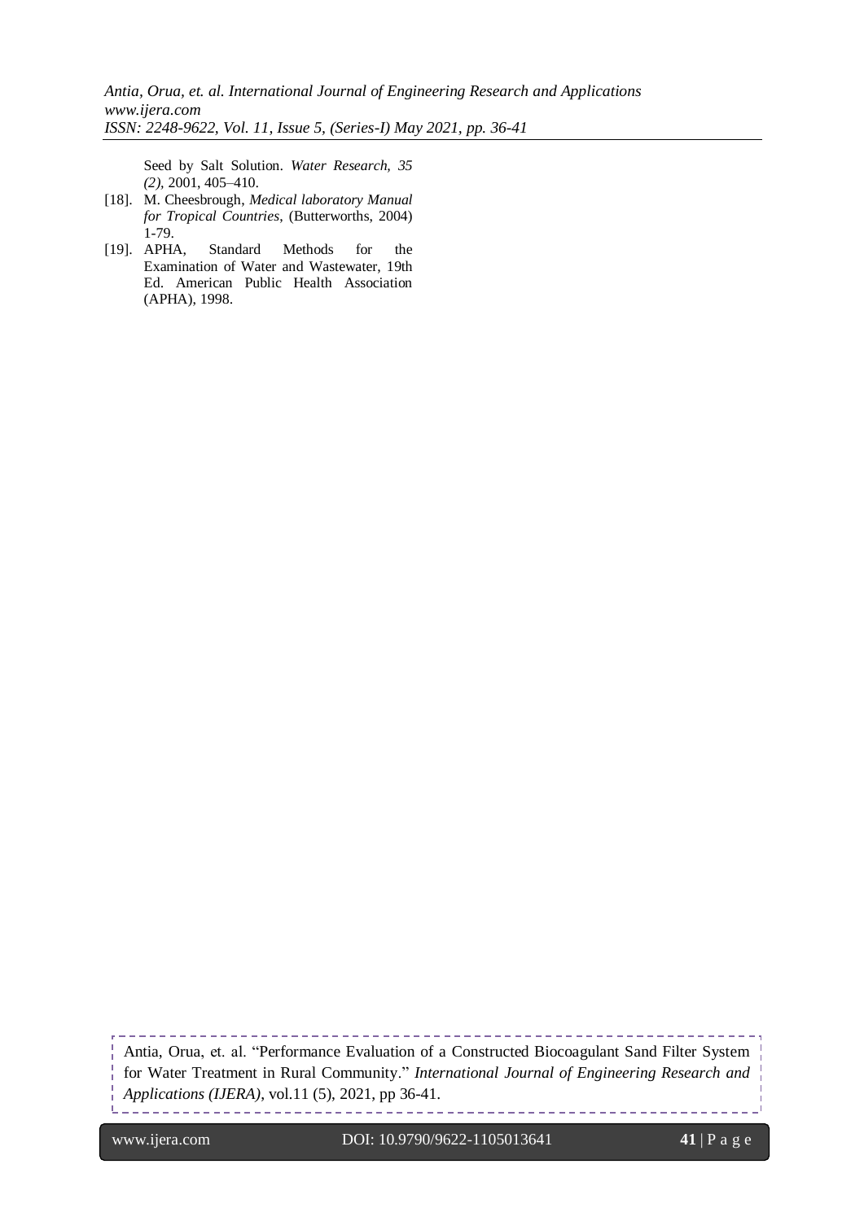Seed by Salt Solution. *Water Research, 35 (2)*, 2001, 405–410.

[18]. M. Cheesbrough, *Medical laboratory Manual for Tropical Countries*, (Butterworths, 2004) 1-79.

[19]. APHA, Standard Methods for the Examination of Water and Wastewater, 19th Ed. American Public Health Association (APHA), 1998.

Antia, Orua, et. al. "Performance Evaluation of a Constructed Biocoagulant Sand Filter System for Water Treatment in Rural Community." *International Journal of Engineering Research and Applications (IJERA)*, vol.11 (5), 2021, pp 36-41.